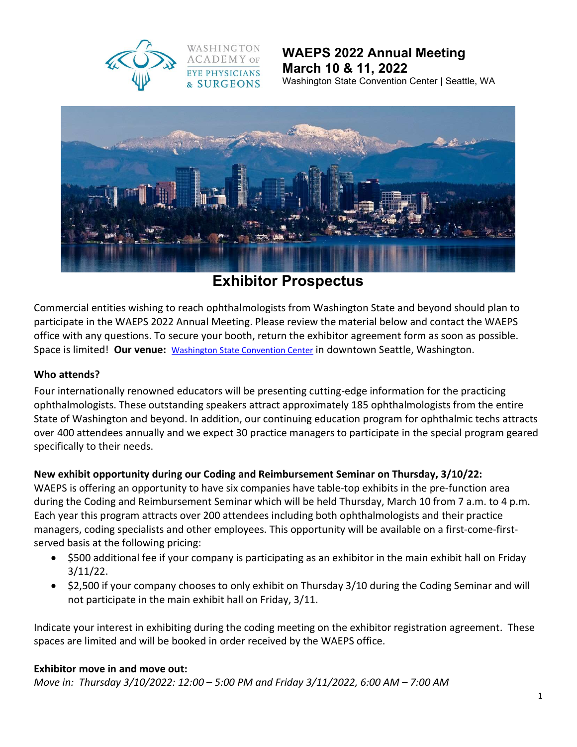# WAEPS 2022 Annual Meeting
## March 10 & 11, 2022
Washington State Convention Center | Seattle, WA

WASHINGTON ACADEMY OF EYE PHYSICIANS & SURGEONS

# Exhibitor Prospectus

Commercial entities wishing to reach ophthalmologists from Washington State and beyond should plan to participate in the WAEPS 2022 Annual Meeting. Please review the material below and contact the WAEPS office with any questions. To secure your booth, return the exhibitor agreement form as soon as possible. Space is limited! **Our venue:** Washington State Convention Center in downtown Seattle, Washington.

### Who attends?

Four internationally renowned educators will be presenting cutting-edge information for the practicing ophthalmologists. These outstanding speakers attract approximately 185 ophthalmologists from the entire State of Washington and beyond. In addition, our continuing education program for ophthalmic techs attracts over 400 attendees annually and we expect 30 practice managers to participate in the special program geared specifically to their needs.

### New exhibit opportunity during our Coding and Reimbursement Seminar on Thursday, 3/10/22:

WAEPS is offering an opportunity to have six companies have table-top exhibits in the pre-function area during the Coding and Reimbursement Seminar which will be held Thursday, March 10 from 7 a.m. to 4 p.m. Each year this program attracts over 200 attendees including both ophthalmologists and their practice managers, coding specialists and other employees. This opportunity will be available on a first-come-first-served basis at the following pricing:

- $500 additional fee if your company is participating as an exhibitor in the main exhibit hall on Friday 3/11/22.
- $2,500 if your company chooses to only exhibit on Thursday 3/10 during the Coding Seminar and will not participate in the main exhibit hall on Friday, 3/11.

Indicate your interest in exhibiting during the coding meeting on the exhibitor registration agreement. These spaces are limited and will be booked in order received by the WAEPS office.

### Exhibitor move in and move out:

*Move in: Thursday 3/10/2022: 12:00 – 5:00 PM and Friday 3/11/2022, 6:00 AM – 7:00 AM*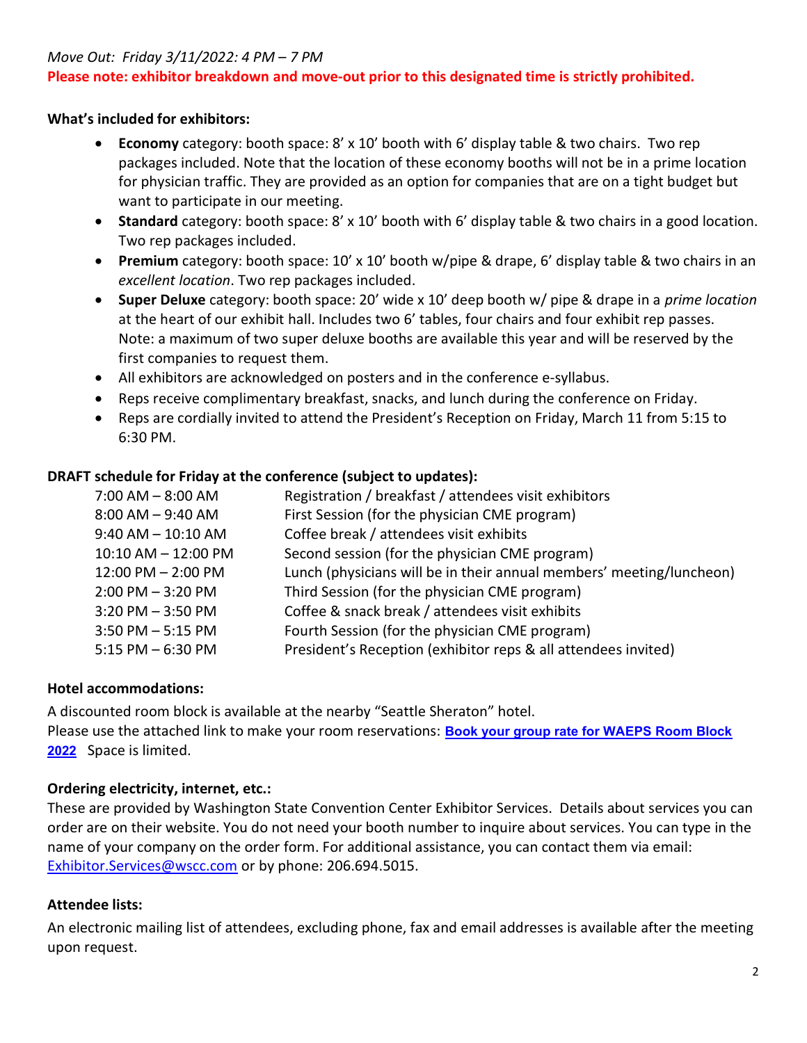*Move Out: Friday 3/11/2022: 4 PM – 7 PM*

**Please note: exhibitor breakdown and move-out prior to this designated time is strictly prohibited.**

**What's included for exhibitors:**

- **Economy** category: booth space: 8' x 10' booth with 6' display table & two chairs. Two rep packages included. Note that the location of these economy booths will not be in a prime location for physician traffic. They are provided as an option for companies that are on a tight budget but want to participate in our meeting.
- **Standard** category: booth space: 8' x 10' booth with 6' display table & two chairs in a good location. Two rep packages included.
- **Premium** category: booth space: 10' x 10' booth w/pipe & drape, 6' display table & two chairs in an *excellent location*. Two rep packages included.
- **Super Deluxe** category: booth space: 20' wide x 10' deep booth w/ pipe & drape in a *prime location* at the heart of our exhibit hall. Includes two 6' tables, four chairs and four exhibit rep passes. Note: a maximum of two super deluxe booths are available this year and will be reserved by the first companies to request them.
- All exhibitors are acknowledged on posters and in the conference e-syllabus.
- Reps receive complimentary breakfast, snacks, and lunch during the conference on Friday.
- Reps are cordially invited to attend the President's Reception on Friday, March 11 from 5:15 to 6:30 PM.

**DRAFT schedule for Friday at the conference (subject to updates):**

| | |
|---|---|
| 7:00 AM – 8:00 AM | Registration / breakfast / attendees visit exhibitors |
| 8:00 AM – 9:40 AM | First Session (for the physician CME program) |
| 9:40 AM – 10:10 AM | Coffee break / attendees visit exhibits |
| 10:10 AM – 12:00 PM | Second session (for the physician CME program) |
| 12:00 PM – 2:00 PM | Lunch (physicians will be in their annual members' meeting/luncheon) |
| 2:00 PM – 3:20 PM | Third Session (for the physician CME program) |
| 3:20 PM – 3:50 PM | Coffee & snack break / attendees visit exhibits |
| 3:50 PM – 5:15 PM | Fourth Session (for the physician CME program) |
| 5:15 PM – 6:30 PM | President's Reception (exhibitor reps & all attendees invited) |

**Hotel accommodations:**

A discounted room block is available at the nearby "Seattle Sheraton" hotel.
Please use the attached link to make your room reservations: **Book your group rate for WAEPS Room Block 2022** Space is limited.

**Ordering electricity, internet, etc.:**

These are provided by Washington State Convention Center Exhibitor Services. Details about services you can order are on their website. You do not need your booth number to inquire about services. You can type in the name of your company on the order form. For additional assistance, you can contact them via email: Exhibitor.Services@wscc.com or by phone: 206.694.5015.

**Attendee lists:**

An electronic mailing list of attendees, excluding phone, fax and email addresses is available after the meeting upon request.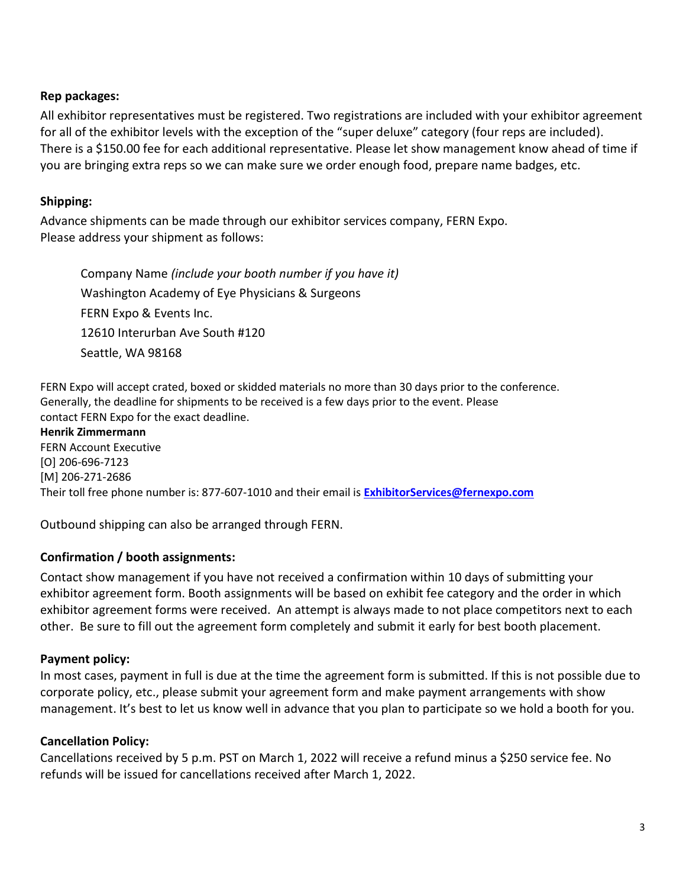**Rep packages:**

All exhibitor representatives must be registered. Two registrations are included with your exhibitor agreement for all of the exhibitor levels with the exception of the "super deluxe" category (four reps are included). There is a $150.00 fee for each additional representative. Please let show management know ahead of time if you are bringing extra reps so we can make sure we order enough food, prepare name badges, etc.

**Shipping:**

Advance shipments can be made through our exhibitor services company, FERN Expo.
Please address your shipment as follows:

> Company Name *(include your booth number if you have it)*
> Washington Academy of Eye Physicians & Surgeons
> FERN Expo & Events Inc.
> 12610 Interurban Ave South #120
> Seattle, WA 98168

FERN Expo will accept crated, boxed or skidded materials no more than 30 days prior to the conference. Generally, the deadline for shipments to be received is a few days prior to the event. Please contact FERN Expo for the exact deadline.

**Henrik Zimmermann**
FERN Account Executive
[O] 206-696-7123
[M] 206-271-2686
Their toll free phone number is: 877-607-1010 and their email is **ExhibitorServices@fernexpo.com**

Outbound shipping can also be arranged through FERN.

**Confirmation / booth assignments:**

Contact show management if you have not received a confirmation within 10 days of submitting your exhibitor agreement form. Booth assignments will be based on exhibit fee category and the order in which exhibitor agreement forms were received. An attempt is always made to not place competitors next to each other. Be sure to fill out the agreement form completely and submit it early for best booth placement.

**Payment policy:**

In most cases, payment in full is due at the time the agreement form is submitted. If this is not possible due to corporate policy, etc., please submit your agreement form and make payment arrangements with show management. It's best to let us know well in advance that you plan to participate so we hold a booth for you.

**Cancellation Policy:**

Cancellations received by 5 p.m. PST on March 1, 2022 will receive a refund minus a $250 service fee. No refunds will be issued for cancellations received after March 1, 2022.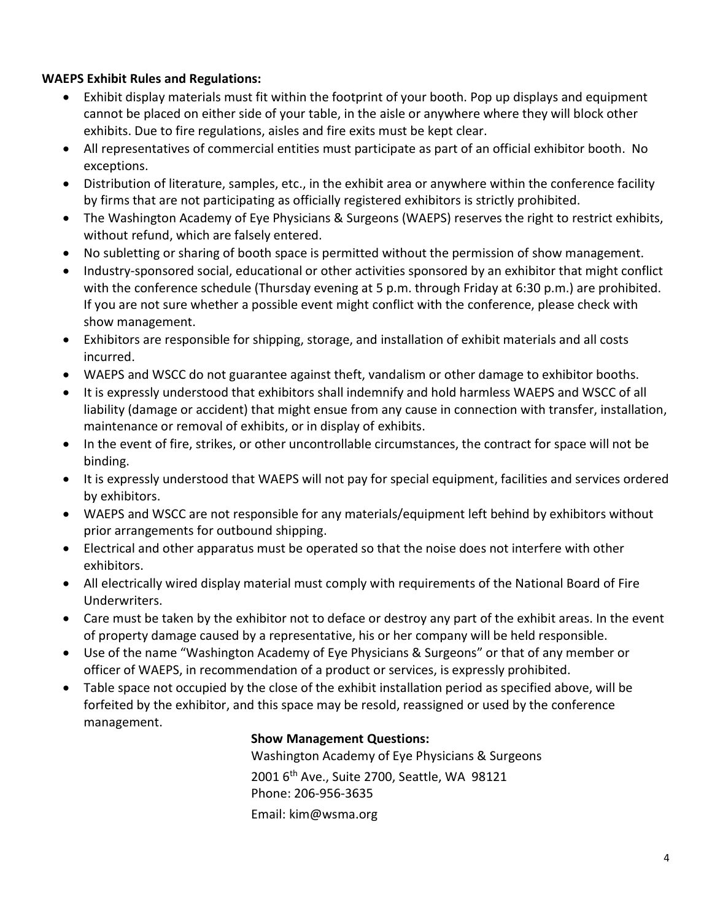**WAEPS Exhibit Rules and Regulations:**

- Exhibit display materials must fit within the footprint of your booth. Pop up displays and equipment cannot be placed on either side of your table, in the aisle or anywhere where they will block other exhibits. Due to fire regulations, aisles and fire exits must be kept clear.
- All representatives of commercial entities must participate as part of an official exhibitor booth. No exceptions.
- Distribution of literature, samples, etc., in the exhibit area or anywhere within the conference facility by firms that are not participating as officially registered exhibitors is strictly prohibited.
- The Washington Academy of Eye Physicians & Surgeons (WAEPS) reserves the right to restrict exhibits, without refund, which are falsely entered.
- No subletting or sharing of booth space is permitted without the permission of show management.
- Industry-sponsored social, educational or other activities sponsored by an exhibitor that might conflict with the conference schedule (Thursday evening at 5 p.m. through Friday at 6:30 p.m.) are prohibited. If you are not sure whether a possible event might conflict with the conference, please check with show management.
- Exhibitors are responsible for shipping, storage, and installation of exhibit materials and all costs incurred.
- WAEPS and WSCC do not guarantee against theft, vandalism or other damage to exhibitor booths.
- It is expressly understood that exhibitors shall indemnify and hold harmless WAEPS and WSCC of all liability (damage or accident) that might ensue from any cause in connection with transfer, installation, maintenance or removal of exhibits, or in display of exhibits.
- In the event of fire, strikes, or other uncontrollable circumstances, the contract for space will not be binding.
- It is expressly understood that WAEPS will not pay for special equipment, facilities and services ordered by exhibitors.
- WAEPS and WSCC are not responsible for any materials/equipment left behind by exhibitors without prior arrangements for outbound shipping.
- Electrical and other apparatus must be operated so that the noise does not interfere with other exhibitors.
- All electrically wired display material must comply with requirements of the National Board of Fire Underwriters.
- Care must be taken by the exhibitor not to deface or destroy any part of the exhibit areas. In the event of property damage caused by a representative, his or her company will be held responsible.
- Use of the name "Washington Academy of Eye Physicians & Surgeons" or that of any member or officer of WAEPS, in recommendation of a product or services, is expressly prohibited.
- Table space not occupied by the close of the exhibit installation period as specified above, will be forfeited by the exhibitor, and this space may be resold, reassigned or used by the conference management.

**Show Management Questions:**
Washington Academy of Eye Physicians & Surgeons
2001 6th Ave., Suite 2700, Seattle, WA 98121
Phone: 206-956-3635
Email: kim@wsma.org